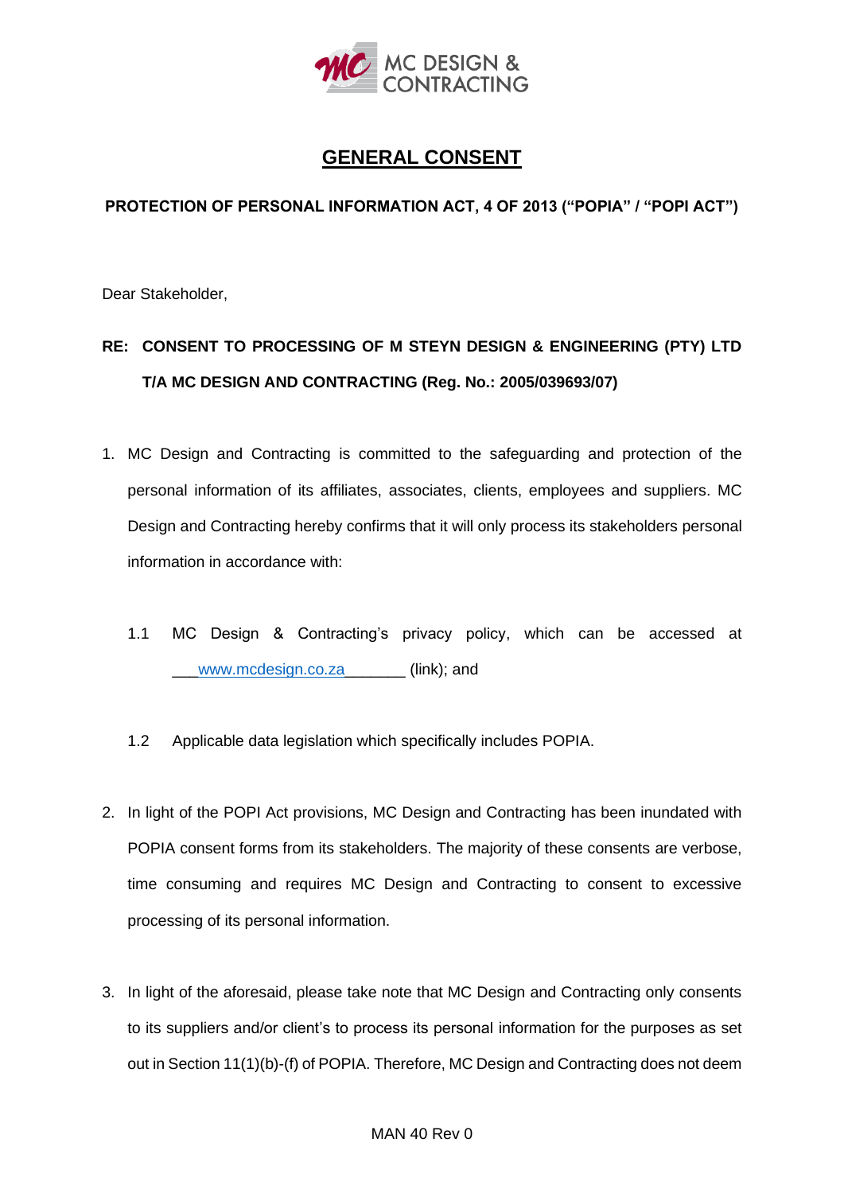# GENERAL CONSENT

**PROTECTION OF PERSONAL INFORMATION ACT, 4 OF 2013 ("POPIA" / "POPI ACT")**

Dear Stakeholder,

**RE: CONSENT TO PROCESSING OF M STEYN DESIGN & ENGINEERING (PTY) LTD T/A MC DESIGN AND CONTRACTING (Reg. No.: 2005/039693/07)**

1. MC Design and Contracting is committed to the safeguarding and protection of the personal information of its affiliates, associates, clients, employees and suppliers. MC Design and Contracting hereby confirms that it will only process its stakeholders personal information in accordance with:

   1.1 MC Design & Contracting's privacy policy, which can be accessed at ___www.mcdesign.co.za_______ (link); and

   1.2 Applicable data legislation which specifically includes POPIA.

2. In light of the POPI Act provisions, MC Design and Contracting has been inundated with POPIA consent forms from its stakeholders. The majority of these consents are verbose, time consuming and requires MC Design and Contracting to consent to excessive processing of its personal information.

3. In light of the aforesaid, please take note that MC Design and Contracting only consents to its suppliers and/or client's to process its personal information for the purposes as set out in Section 11(1)(b)-(f) of POPIA. Therefore, MC Design and Contracting does not deem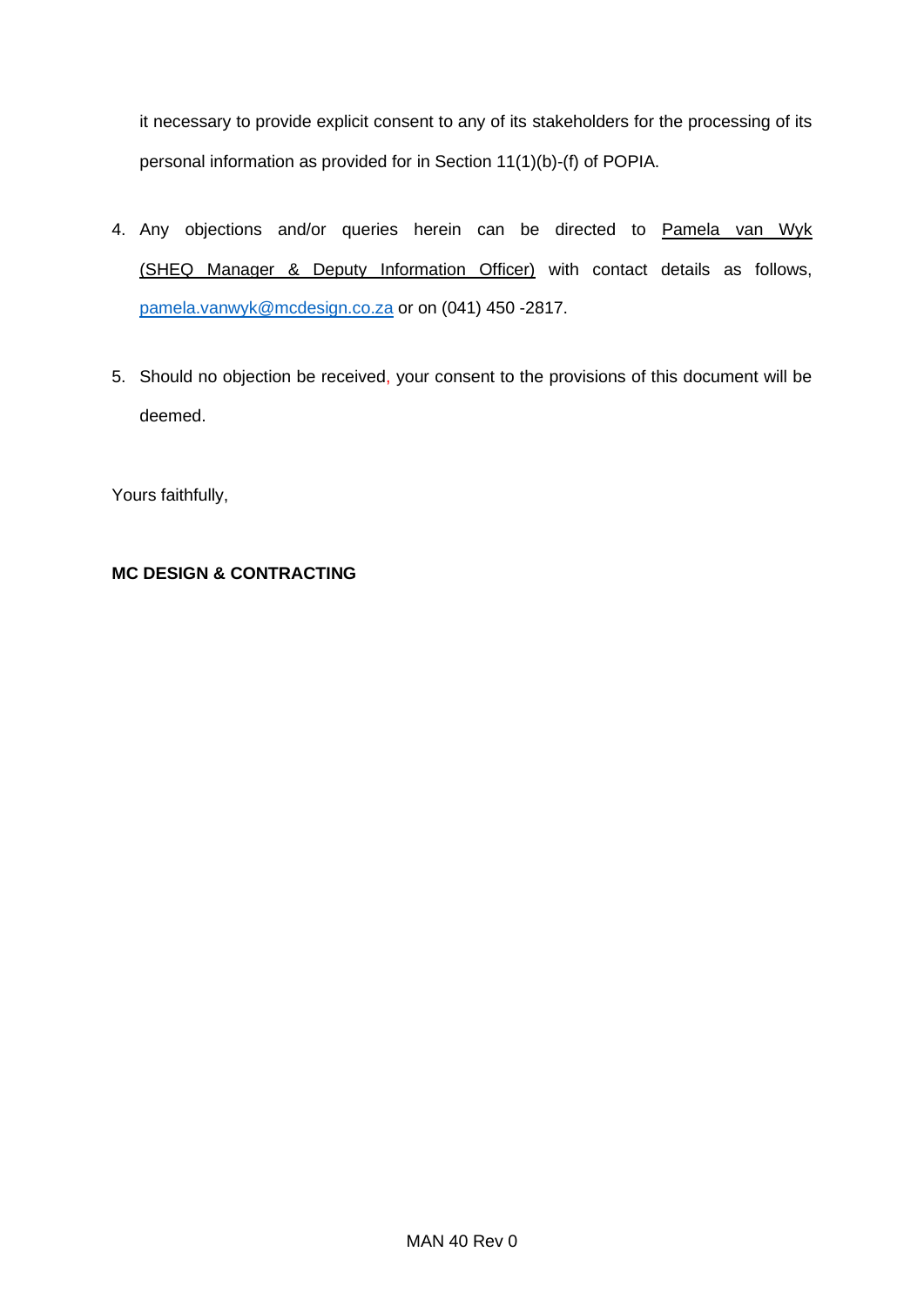it necessary to provide explicit consent to any of its stakeholders for the processing of its personal information as provided for in Section 11(1)(b)-(f) of POPIA.

4. Any objections and/or queries herein can be directed to Pamela van Wyk (SHEQ Manager & Deputy Information Officer) with contact details as follows, pamela.vanwyk@mcdesign.co.za or on (041) 450 -2817.

5. Should no objection be received, your consent to the provisions of this document will be deemed.

Yours faithfully,

**MC DESIGN & CONTRACTING**

MAN 40 Rev 0